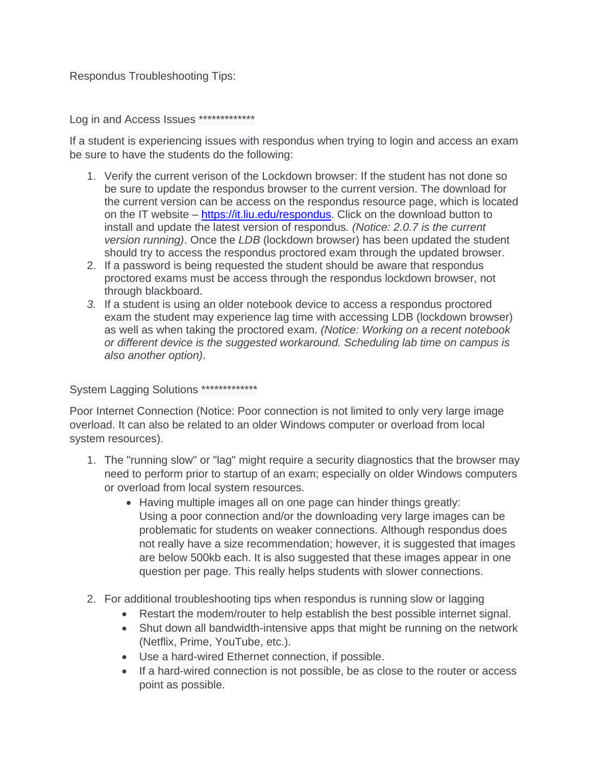Respondus Troubleshooting Tips:

Log in and Access Issues *************

If a student is experiencing issues with respondus when trying to login and access an exam be sure to have the students do the following:

1. Verify the current verison of the Lockdown browser: If the student has not done so be sure to update the respondus browser to the current version. The download for the current version can be access on the respondus resource page, which is located on the IT website – [https://it.liu.edu/respondus](https://it.liu.edu/respondus). Click on the download button to install and update the latest version of respondus. *(Notice: 2.0.7 is the current version running)*. Once the *LDB* (lockdown browser) has been updated the student should try to access the respondus proctored exam through the updated browser.
2. If a password is being requested the student should be aware that respondus proctored exams must be access through the respondus lockdown browser, not through blackboard.
3. If a student is using an older notebook device to access a respondus proctored exam the student may experience lag time with accessing LDB (lockdown browser) as well as when taking the proctored exam. *(Notice: Working on a recent notebook or different device is the suggested workaround. Scheduling lab time on campus is also another option)*.

System Lagging Solutions *************

Poor Internet Connection (Notice: Poor connection is not limited to only very large image overload. It can also be related to an older Windows computer or overload from local system resources).

1. The "running slow" or "lag" might require a security diagnostics that the browser may need to perform prior to startup of an exam; especially on older Windows computers or overload from local system resources.
   - Having multiple images all on one page can hinder things greatly: Using a poor connection and/or the downloading very large images can be problematic for students on weaker connections. Although respondus does not really have a size recommendation; however, it is suggested that images are below 500kb each. It is also suggested that these images appear in one question per page. This really helps students with slower connections.
2. For additional troubleshooting tips when respondus is running slow or lagging
   - Restart the modem/router to help establish the best possible internet signal.
   - Shut down all bandwidth-intensive apps that might be running on the network (Netflix, Prime, YouTube, etc.).
   - Use a hard-wired Ethernet connection, if possible.
   - If a hard-wired connection is not possible, be as close to the router or access point as possible.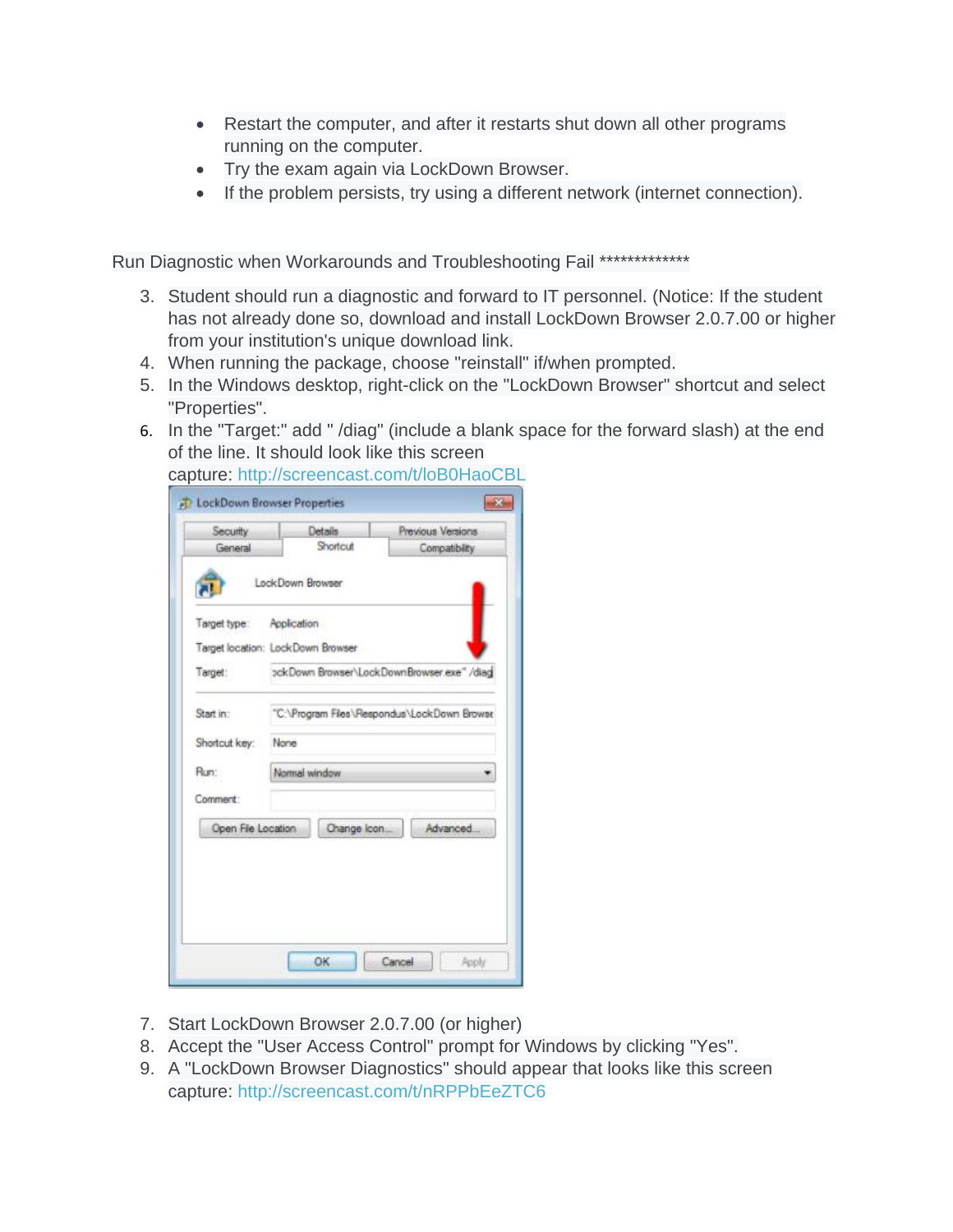- Restart the computer, and after it restarts shut down all other programs running on the computer.
- Try the exam again via LockDown Browser.
- If the problem persists, try using a different network (internet connection).

Run Diagnostic when Workarounds and Troubleshooting Fail *************

3. Student should run a diagnostic and forward to IT personnel. (Notice: If the student has not already done so, download and install LockDown Browser 2.0.7.00 or higher from your institution's unique download link.
4. When running the package, choose "reinstall" if/when prompted.
5. In the Windows desktop, right-click on the "LockDown Browser" shortcut and select "Properties".
6. In the "Target:" add " /diag" (include a blank space for the forward slash) at the end of the line. It should look like this screen capture: http://screencast.com/t/loB0HaoCBL
7. Start LockDown Browser 2.0.7.00 (or higher)
8. Accept the "User Access Control" prompt for Windows by clicking "Yes".
9. A "LockDown Browser Diagnostics" should appear that looks like this screen capture: http://screencast.com/t/nRPPbEeZTC6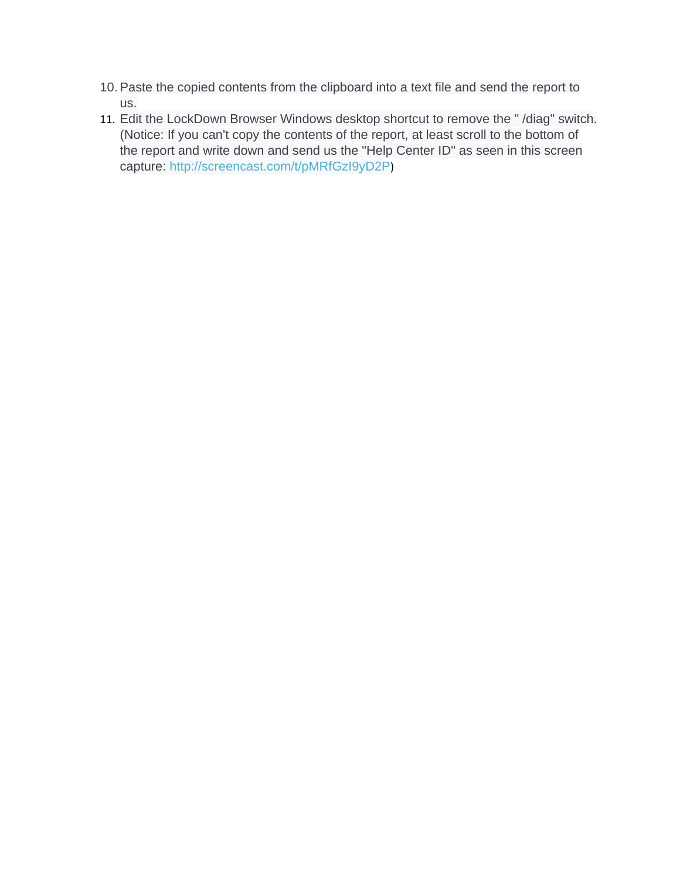10. Paste the copied contents from the clipboard into a text file and send the report to us.
11. Edit the LockDown Browser Windows desktop shortcut to remove the " /diag" switch. (Notice: If you can't copy the contents of the report, at least scroll to the bottom of the report and write down and send us the "Help Center ID" as seen in this screen capture: http://screencast.com/t/pMRfGzI9yD2P)